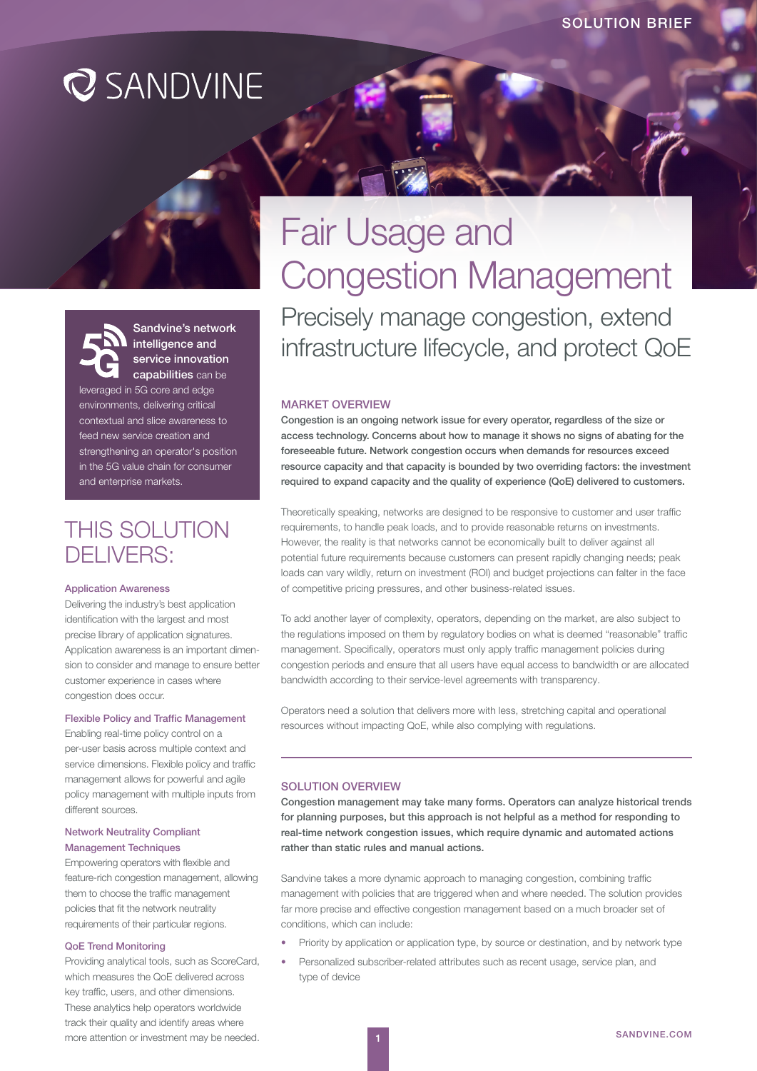SOLUTION BRIEF

SANDVINE

# Fair Usage and Congestion Management

## Precisely manage congestion, extend infrastructure lifecycle, and protect QoE

**Sandvine's network intelligence and service innovation capabilities** can be leveraged in 5G core and edge environments, delivering critical contextual and slice awareness to feed new service creation and strengthening an operator's position in the 5G value chain for consumer and enterprise markets.

## THIS SOLUTION DELIVERS:

### Application Awareness

Delivering the industry's best application identification with the largest and most precise library of application signatures. Application awareness is an important dimension to consider and manage to ensure better customer experience in cases where congestion does occur.

### Flexible Policy and Traffic Management

Enabling real-time policy control on a per-user basis across multiple context and service dimensions. Flexible policy and traffic management allows for powerful and agile policy management with multiple inputs from different sources.

### Network Neutrality Compliant Management Techniques

Empowering operators with flexible and feature-rich congestion management, allowing them to choose the traffic management policies that fit the network neutrality requirements of their particular regions.

### QoE Trend Monitoring

Providing analytical tools, such as ScoreCard, which measures the QoE delivered across key traffic, users, and other dimensions. These analytics help operators worldwide track their quality and identify areas where more attention or investment may be needed.

## MARKET OVERVIEW

**Congestion is an ongoing network issue for every operator, regardless of the size or access technology. Concerns about how to manage it shows no signs of abating for the foreseeable future. Network congestion occurs when demands for resources exceed resource capacity and that capacity is bounded by two overriding factors: the investment required to expand capacity and the quality of experience (QoE) delivered to customers.**

Theoretically speaking, networks are designed to be responsive to customer and user traffic requirements, to handle peak loads, and to provide reasonable returns on investments. However, the reality is that networks cannot be economically built to deliver against all potential future requirements because customers can present rapidly changing needs; peak loads can vary wildly, return on investment (ROI) and budget projections can falter in the face of competitive pricing pressures, and other business-related issues.

To add another layer of complexity, operators, depending on the market, are also subject to the regulations imposed on them by regulatory bodies on what is deemed "reasonable" traffic management. Specifically, operators must only apply traffic management policies during congestion periods and ensure that all users have equal access to bandwidth or are allocated bandwidth according to their service-level agreements with transparency.

Operators need a solution that delivers more with less, stretching capital and operational resources without impacting QoE, while also complying with regulations.

## SOLUTION OVERVIEW

**Congestion management may take many forms. Operators can analyze historical trends for planning purposes, but this approach is not helpful as a method for responding to real-time network congestion issues, which require dynamic and automated actions rather than static rules and manual actions.**

Sandvine takes a more dynamic approach to managing congestion, combining traffic management with policies that are triggered when and where needed. The solution provides far more precise and effective congestion management based on a much broader set of conditions, which can include:

- Priority by application or application type, by source or destination, and by network type
- Personalized subscriber-related attributes such as recent usage, service plan, and type of device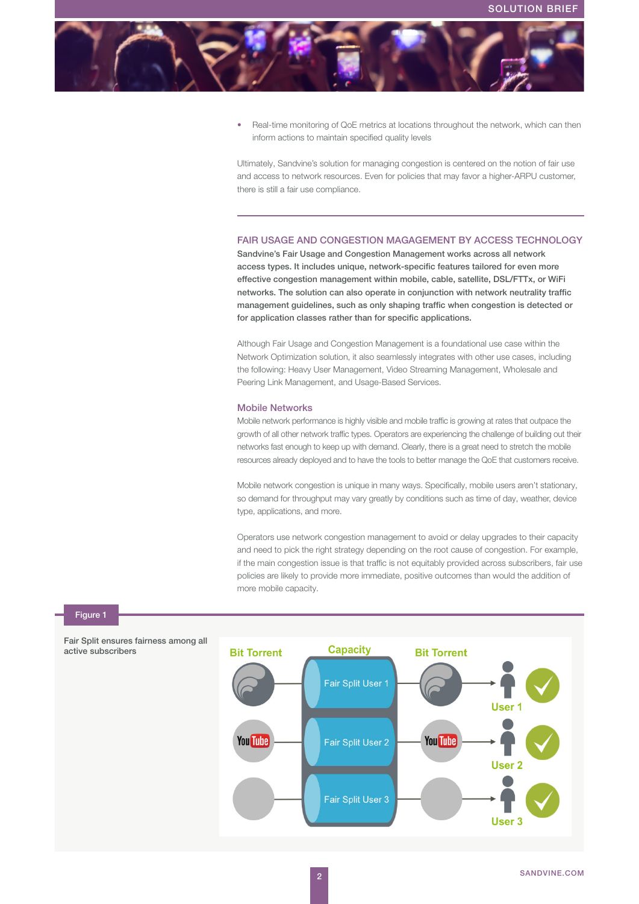- Real-time monitoring of QoE metrics at locations throughout the network, which can then inform actions to maintain specified quality levels

Ultimately, Sandvine's solution for managing congestion is centered on the notion of fair use and access to network resources. Even for policies that may favor a higher-ARPU customer, there is still a fair use compliance.

## FAIR USAGE AND CONGESTION MAGAGEMENT BY ACCESS TECHNOLOGY

**Sandvine's Fair Usage and Congestion Management works across all network access types. It includes unique, network-specific features tailored for even more effective congestion management within mobile, cable, satellite, DSL/FTTx, or WiFi networks. The solution can also operate in conjunction with network neutrality traffic management guidelines, such as only shaping traffic when congestion is detected or for application classes rather than for specific applications.**

Although Fair Usage and Congestion Management is a foundational use case within the Network Optimization solution, it also seamlessly integrates with other use cases, including the following: Heavy User Management, Video Streaming Management, Wholesale and Peering Link Management, and Usage-Based Services.

### Mobile Networks

Mobile network performance is highly visible and mobile traffic is growing at rates that outpace the growth of all other network traffic types. Operators are experiencing the challenge of building out their networks fast enough to keep up with demand. Clearly, there is a great need to stretch the mobile resources already deployed and to have the tools to better manage the QoE that customers receive.

Mobile network congestion is unique in many ways. Specifically, mobile users aren't stationary, so demand for throughput may vary greatly by conditions such as time of day, weather, device type, applications, and more.

Operators use network congestion management to avoid or delay upgrades to their capacity and need to pick the right strategy depending on the root cause of congestion. For example, if the main congestion issue is that traffic is not equitably provided across subscribers, fair use policies are likely to provide more immediate, positive outcomes than would the addition of more mobile capacity.

**Figure 1**

Fair Split ensures fairness among all active subscribers

Bit Torrent | Capacity | Bit Torrent

Fair Split User 1 — User 1

Fair Split User 2 — User 2

Fair Split User 3 — User 3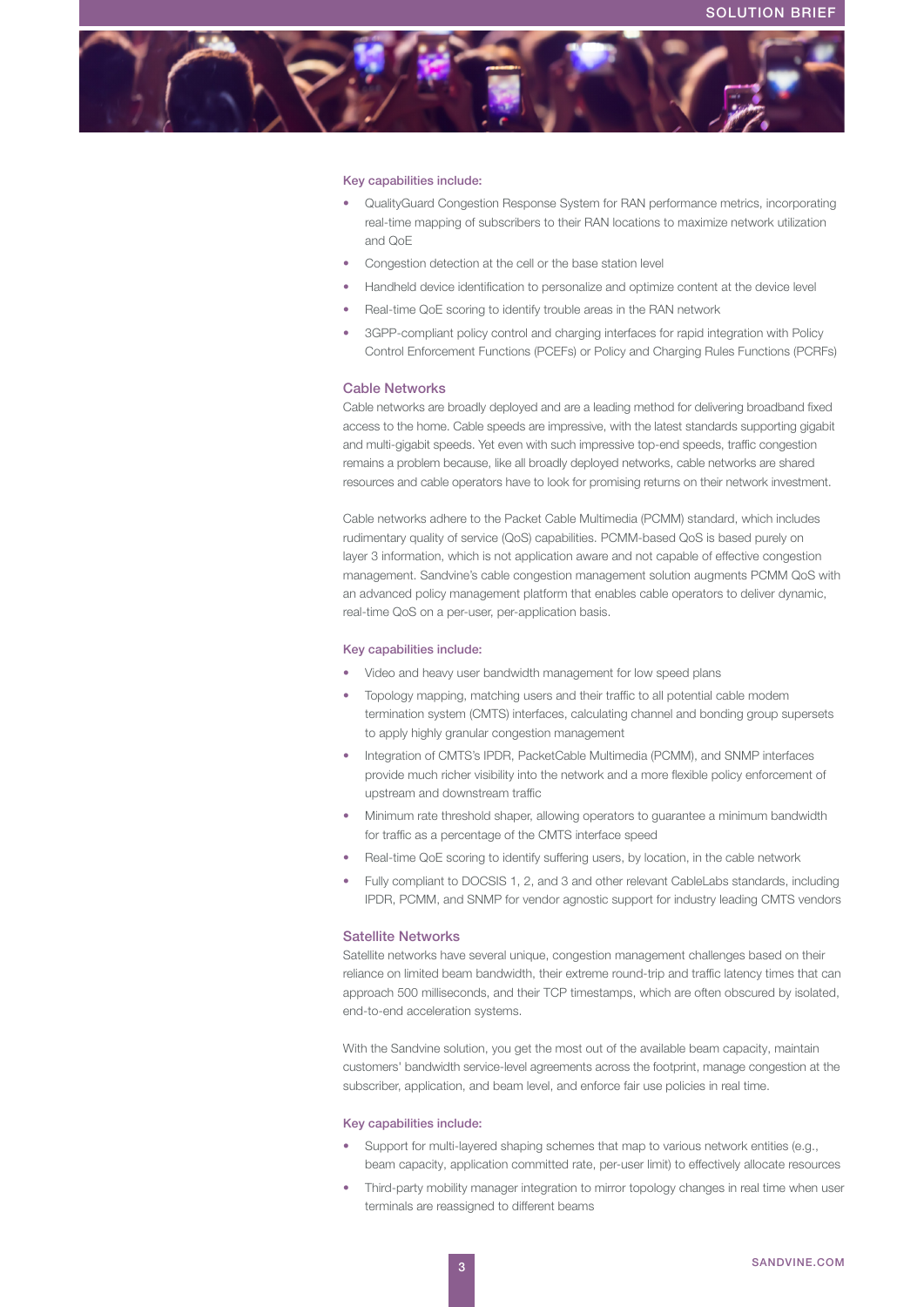**Key capabilities include:**

- QualityGuard Congestion Response System for RAN performance metrics, incorporating real-time mapping of subscribers to their RAN locations to maximize network utilization and QoE
- Congestion detection at the cell or the base station level
- Handheld device identification to personalize and optimize content at the device level
- Real-time QoE scoring to identify trouble areas in the RAN network
- 3GPP-compliant policy control and charging interfaces for rapid integration with Policy Control Enforcement Functions (PCEFs) or Policy and Charging Rules Functions (PCRFs)

## Cable Networks

Cable networks are broadly deployed and are a leading method for delivering broadband fixed access to the home. Cable speeds are impressive, with the latest standards supporting gigabit and multi-gigabit speeds. Yet even with such impressive top-end speeds, traffic congestion remains a problem because, like all broadly deployed networks, cable networks are shared resources and cable operators have to look for promising returns on their network investment.

Cable networks adhere to the Packet Cable Multimedia (PCMM) standard, which includes rudimentary quality of service (QoS) capabilities. PCMM-based QoS is based purely on layer 3 information, which is not application aware and not capable of effective congestion management. Sandvine's cable congestion management solution augments PCMM QoS with an advanced policy management platform that enables cable operators to deliver dynamic, real-time QoS on a per-user, per-application basis.

**Key capabilities include:**

- Video and heavy user bandwidth management for low speed plans
- Topology mapping, matching users and their traffic to all potential cable modem termination system (CMTS) interfaces, calculating channel and bonding group supersets to apply highly granular congestion management
- Integration of CMTS's IPDR, PacketCable Multimedia (PCMM), and SNMP interfaces provide much richer visibility into the network and a more flexible policy enforcement of upstream and downstream traffic
- Minimum rate threshold shaper, allowing operators to guarantee a minimum bandwidth for traffic as a percentage of the CMTS interface speed
- Real-time QoE scoring to identify suffering users, by location, in the cable network
- Fully compliant to DOCSIS 1, 2, and 3 and other relevant CableLabs standards, including IPDR, PCMM, and SNMP for vendor agnostic support for industry leading CMTS vendors

## Satellite Networks

Satellite networks have several unique, congestion management challenges based on their reliance on limited beam bandwidth, their extreme round-trip and traffic latency times that can approach 500 milliseconds, and their TCP timestamps, which are often obscured by isolated, end-to-end acceleration systems.

With the Sandvine solution, you get the most out of the available beam capacity, maintain customers' bandwidth service-level agreements across the footprint, manage congestion at the subscriber, application, and beam level, and enforce fair use policies in real time.

**Key capabilities include:**

- Support for multi-layered shaping schemes that map to various network entities (e.g., beam capacity, application committed rate, per-user limit) to effectively allocate resources
- Third-party mobility manager integration to mirror topology changes in real time when user terminals are reassigned to different beams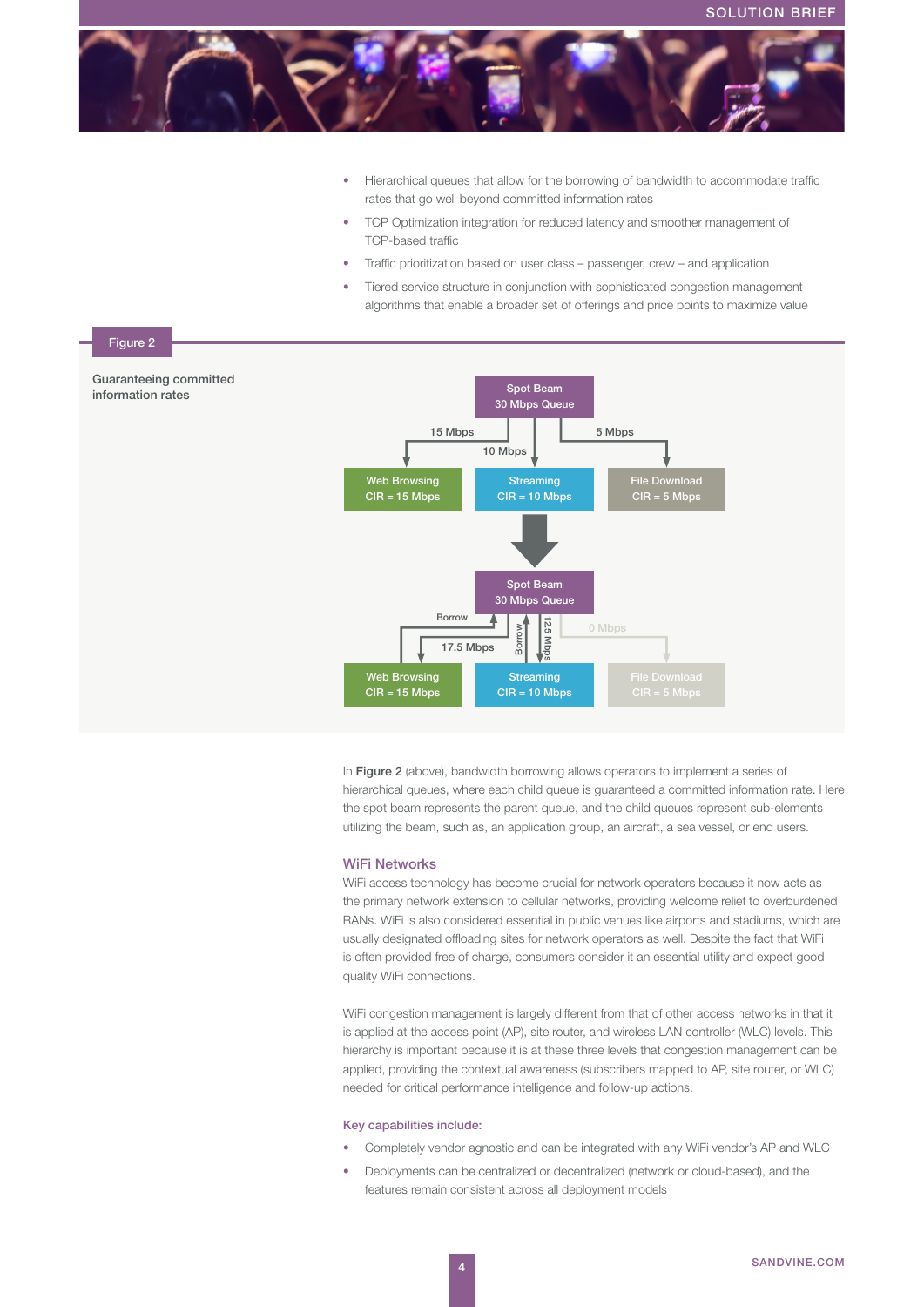- Hierarchical queues that allow for the borrowing of bandwidth to accommodate traffic rates that go well beyond committed information rates
- TCP Optimization integration for reduced latency and smoother management of TCP-based traffic
- Traffic prioritization based on user class – passenger, crew – and application
- Tiered service structure in conjunction with sophisticated congestion management algorithms that enable a broader set of offerings and price points to maximize value

Figure 2

Guaranteeing committed information rates

Spot Beam 30 Mbps Queue

15 Mbps | 10 Mbps | 5 Mbps

Web Browsing CIR = 15 Mbps | Streaming CIR = 10 Mbps | File Download CIR = 5 Mbps

Spot Beam 30 Mbps Queue

Borrow | 17.5 Mbps | Borrow | 12.5 Mbps | 0 Mbps

Web Browsing CIR = 15 Mbps | Streaming CIR = 10 Mbps | File Download CIR = 5 Mbps

In **Figure 2** (above), bandwidth borrowing allows operators to implement a series of hierarchical queues, where each child queue is guaranteed a committed information rate. Here the spot beam represents the parent queue, and the child queues represent sub-elements utilizing the beam, such as, an application group, an aircraft, a sea vessel, or end users.

## WiFi Networks

WiFi access technology has become crucial for network operators because it now acts as the primary network extension to cellular networks, providing welcome relief to overburdened RANs. WiFi is also considered essential in public venues like airports and stadiums, which are usually designated offloading sites for network operators as well. Despite the fact that WiFi is often provided free of charge, consumers consider it an essential utility and expect good quality WiFi connections.

WiFi congestion management is largely different from that of other access networks in that it is applied at the access point (AP), site router, and wireless LAN controller (WLC) levels. This hierarchy is important because it is at these three levels that congestion management can be applied, providing the contextual awareness (subscribers mapped to AP, site router, or WLC) needed for critical performance intelligence and follow-up actions.

### Key capabilities include:

- Completely vendor agnostic and can be integrated with any WiFi vendor's AP and WLC
- Deployments can be centralized or decentralized (network or cloud-based), and the features remain consistent across all deployment models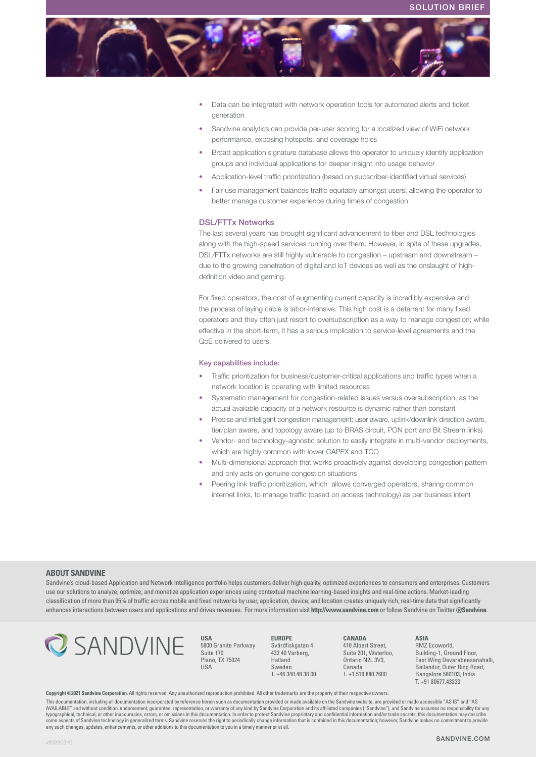- Data can be integrated with network operation tools for automated alerts and ticket generation
- Sandvine analytics can provide per-user scoring for a localized view of WiFi network performance, exposing hotspots, and coverage holes
- Broad application signature database allows the operator to uniquely identify application groups and individual applications for deeper insight into usage behavior
- Application-level traffic prioritization (based on subscriber-identified virtual services)
- Fair use management balances traffic equitably amongst users, allowing the operator to better manage customer experience during times of congestion

### DSL/FTTx Networks

The last several years has brought significant advancement to fiber and DSL technologies along with the high-speed services running over them. However, in spite of these upgrades, DSL/FTTx networks are still highly vulnerable to congestion – upstream and downstream – due to the growing penetration of digital and IoT devices as well as the onslaught of high-definition video and gaming.

For fixed operators, the cost of augmenting current capacity is incredibly expensive and the process of laying cable is labor-intensive. This high cost is a deterrent for many fixed operators and they often just resort to oversubscription as a way to manage congestion; while effective in the short-term, it has a serious implication to service-level agreements and the QoE delivered to users.

#### Key capabilities include:

- Traffic prioritization for business/customer-critical applications and traffic types when a network location is operating with limited resources
- Systematic management for congestion-related issues versus oversubscription, as the actual available capacity of a network resource is dynamic rather than constant
- Precise and intelligent congestion management: user aware, uplink/downlink direction aware, tier/plan aware, and topology aware (up to BRAS circuit, PON port and Bit Stream links)
- Vendor- and technology-agnostic solution to easily integrate in multi-vendor deployments, which are highly common with lower CAPEX and TCO
- Multi-dimensional approach that works proactively against developing congestion pattern and only acts on genuine congestion situations
- Peering link traffic prioritization, which allows converged operators, sharing common internet links, to manage traffic (based on access technology) as per business intent

## ABOUT SANDVINE

Sandvine's cloud-based Application and Network Intelligence portfolio helps customers deliver high quality, optimized experiences to consumers and enterprises. Customers use our solutions to analyze, optimize, and monetize application experiences using contextual machine learning-based insights and real-time actions. Market-leading classification of more than 95% of traffic across mobile and fixed networks by user, application, device, and location creates uniquely rich, real-time data that significantly enhances interactions between users and applications and drives revenues. For more information visit **http://www.sandvine.com** or follow Sandvine on Twitter **@Sandvine**.

SANDVINE

**USA**
5800 Granite Parkway
Suite 170
Plano, TX 75024
USA

**EUROPE**
Svärdfiskgatan 4
432 40 Varberg,
Halland
Sweden
T. +46 340.48 38 00

**CANADA**
410 Albert Street,
Suite 201, Waterloo,
Ontario N2L 3V3,
Canada
T. +1 519.880.2600

**ASIA**
RMZ Ecoworld,
Building-1, Ground Floor,
East Wing Devarabeesanahalli,
Bellandur, Outer Ring Road,
Bangalore 560103, India
T. +91 80677.43333

**Copyright ©2021 Sandvine Corporation.** All rights reserved. Any unauthorized reproduction prohibited. All other trademarks are the property of their respective owners.

This documentation, including all documentation incorporated by reference herein such as documentation provided or made available on the Sandvine website, are provided or made accessible "AS IS" and "AS AVAILABLE" and without condition, endorsement, guarantee, representation, or warranty of any kind by Sandvine Corporation and its affiliated companies ("Sandvine"), and Sandvine assumes no responsibility for any typographical, technical, or other inaccuracies, errors, or omissions in this documentation. In order to protect Sandvine proprietary and confidential information and/or trade secrets, this documentation may describe some aspects of Sandvine technology in generalized terms. Sandvine reserves the right to periodically change information that is contained in this documentation; however, Sandvine makes no commitment to provide any such changes, updates, enhancements, or other additions to this documentation to you in a timely manner or at all.

v20220310

SANDVINE.COM